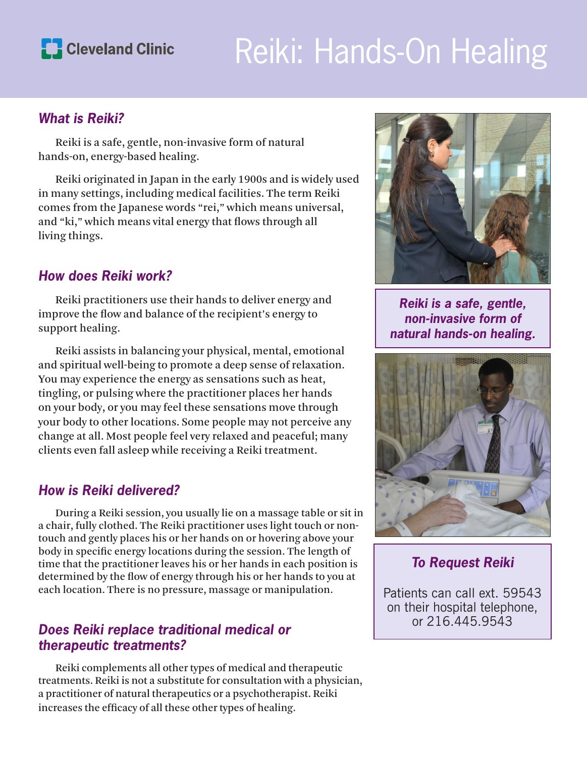Cleveland Clinic

# Reiki: Hands-On Healing

## *What is Reiki?*

Reiki is a safe, gentle, non-invasive form of natural hands-on, energy-based healing.

Reiki originated in Japan in the early 1900s and is widely used in many settings, including medical facilities. The term Reiki comes from the Japanese words "rei," which means universal, and "ki," which means vital energy that flows through all living things.

## *How does Reiki work?*

Reiki practitioners use their hands to deliver energy and improve the flow and balance of the recipient's energy to support healing.

Reiki assists in balancing your physical, mental, emotional and spiritual well-being to promote a deep sense of relaxation. You may experience the energy as sensations such as heat, tingling, or pulsing where the practitioner places her hands on your body, or you may feel these sensations move through your body to other locations. Some people may not perceive any change at all. Most people feel very relaxed and peaceful; many clients even fall asleep while receiving a Reiki treatment.

## *How is Reiki delivered?*

During a Reiki session, you usually lie on a massage table or sit in a chair, fully clothed. The Reiki practitioner uses light touch or non-touch and gently places his or her hands on or hovering above your body in specific energy locations during the session. The length of time that the practitioner leaves his or her hands in each position is determined by the flow of energy through his or her hands to you at each location. There is no pressure, massage or manipulation.

## *Does Reiki replace traditional medical or therapeutic treatments?*

Reiki complements all other types of medical and therapeutic treatments. Reiki is not a substitute for consultation with a physician, a practitioner of natural therapeutics or a psychotherapist. Reiki increases the efficacy of all these other types of healing.

***Reiki is a safe, gentle, non-invasive form of natural hands-on healing.***

### *To Request Reiki*

Patients can call ext. 59543 on their hospital telephone, or 216.445.9543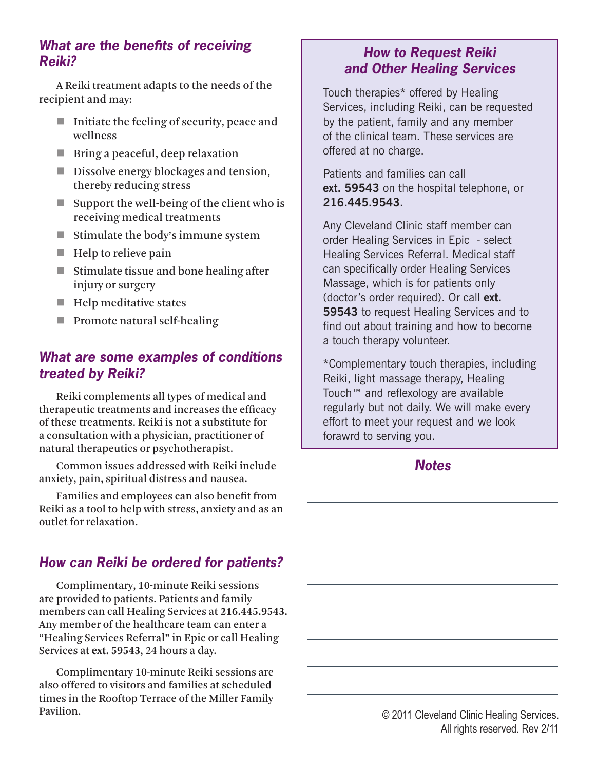## What are the benefits of receiving Reiki?

A Reiki treatment adapts to the needs of the recipient and may:

- Initiate the feeling of security, peace and wellness
- Bring a peaceful, deep relaxation
- Dissolve energy blockages and tension, thereby reducing stress
- Support the well-being of the client who is receiving medical treatments
- Stimulate the body's immune system
- Help to relieve pain
- Stimulate tissue and bone healing after injury or surgery
- Help meditative states
- Promote natural self-healing

## What are some examples of conditions treated by Reiki?

Reiki complements all types of medical and therapeutic treatments and increases the efficacy of these treatments. Reiki is not a substitute for a consultation with a physician, practitioner of natural therapeutics or psychotherapist.

Common issues addressed with Reiki include anxiety, pain, spiritual distress and nausea.

Families and employees can also benefit from Reiki as a tool to help with stress, anxiety and as an outlet for relaxation.

## How can Reiki be ordered for patients?

Complimentary, 10-minute Reiki sessions are provided to patients. Patients and family members can call Healing Services at **216.445.9543.** Any member of the healthcare team can enter a "Healing Services Referral" in Epic or call Healing Services at **ext. 59543**, 24 hours a day.

Complimentary 10-minute Reiki sessions are also offered to visitors and families at scheduled times in the Rooftop Terrace of the Miller Family Pavilion.

## How to Request Reiki and Other Healing Services

Touch therapies* offered by Healing Services, including Reiki, can be requested by the patient, family and any member of the clinical team. These services are offered at no charge.

Patients and families can call **ext. 59543** on the hospital telephone, or **216.445.9543.**

Any Cleveland Clinic staff member can order Healing Services in Epic - select Healing Services Referral. Medical staff can specifically order Healing Services Massage, which is for patients only (doctor's order required). Or call **ext. 59543** to request Healing Services and to find out about training and how to become a touch therapy volunteer.

*Complementary touch therapies, including Reiki, light massage therapy, Healing Touch™ and reflexology are available regularly but not daily. We will make every effort to meet your request and we look forawrd to serving you.

## Notes

© 2011 Cleveland Clinic Healing Services. All rights reserved. Rev 2/11